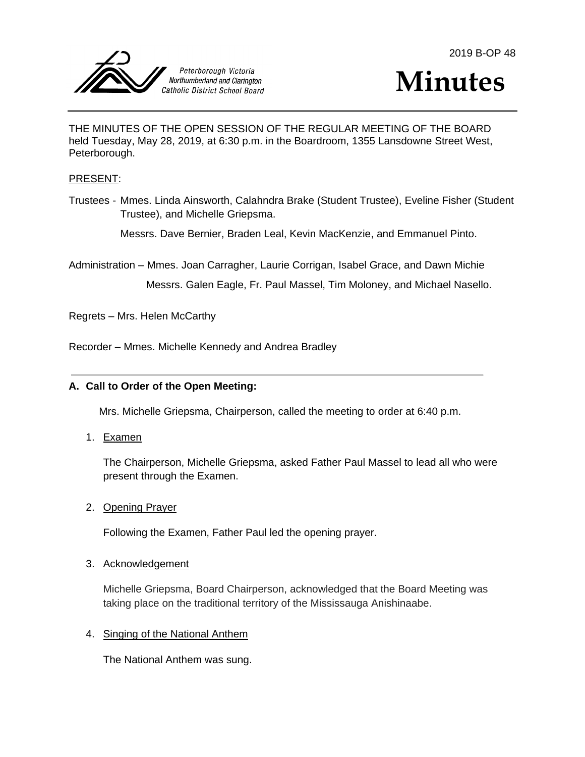2019 B-OP 48

Peterborough Victoria Northumberland and Clarington Catholic District School Board

# Minutes

THE MINUTES OF THE OPEN SESSION OF THE REGULAR MEETING OF THE BOARD held Tuesday, May 28, 2019, at 6:30 p.m. in the Boardroom, 1355 Lansdowne Street West, Peterborough.

PRESENT:

Trustees - Mmes. Linda Ainsworth, Calahndra Brake (Student Trustee), Eveline Fisher (Student Trustee), and Michelle Griepsma.

Messrs. Dave Bernier, Braden Leal, Kevin MacKenzie, and Emmanuel Pinto.

Administration – Mmes. Joan Carragher, Laurie Corrigan, Isabel Grace, and Dawn Michie

Messrs. Galen Eagle, Fr. Paul Massel, Tim Moloney, and Michael Nasello.

Regrets – Mrs. Helen McCarthy

Recorder – Mmes. Michelle Kennedy and Andrea Bradley

---

**A. Call to Order of the Open Meeting:**

Mrs. Michelle Griepsma, Chairperson, called the meeting to order at 6:40 p.m.

1. Examen

   The Chairperson, Michelle Griepsma, asked Father Paul Massel to lead all who were present through the Examen.

2. Opening Prayer

   Following the Examen, Father Paul led the opening prayer.

3. Acknowledgement

   Michelle Griepsma, Board Chairperson, acknowledged that the Board Meeting was taking place on the traditional territory of the Mississauga Anishinaabe.

4. Singing of the National Anthem

   The National Anthem was sung.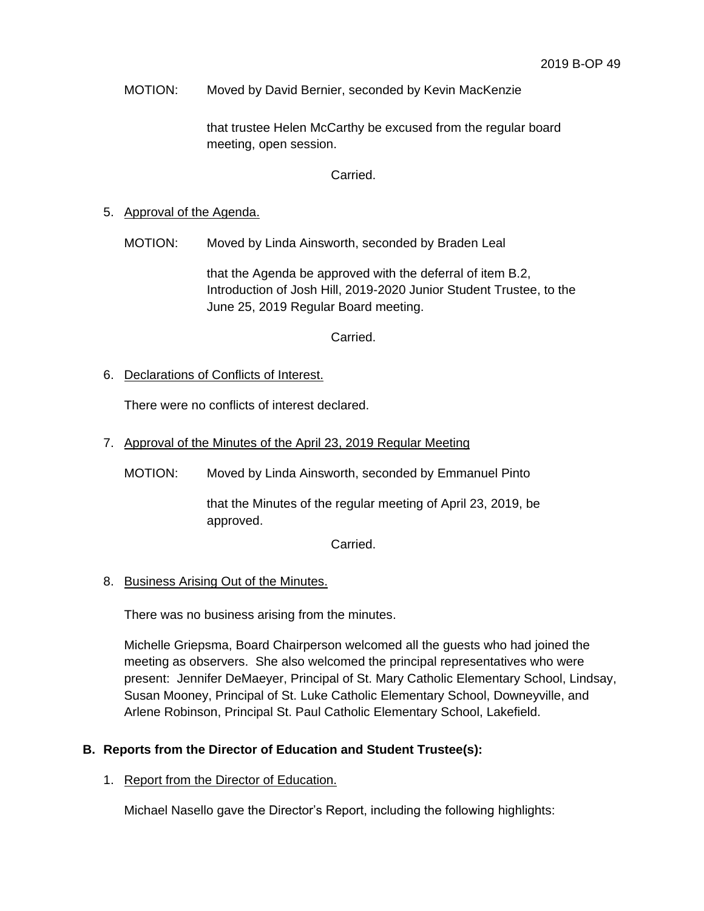MOTION: Moved by David Bernier, seconded by Kevin MacKenzie

that trustee Helen McCarthy be excused from the regular board meeting, open session.

Carried.

5. Approval of the Agenda.

MOTION: Moved by Linda Ainsworth, seconded by Braden Leal

that the Agenda be approved with the deferral of item B.2, Introduction of Josh Hill, 2019-2020 Junior Student Trustee, to the June 25, 2019 Regular Board meeting.

Carried.

6. Declarations of Conflicts of Interest.

There were no conflicts of interest declared.

7. Approval of the Minutes of the April 23, 2019 Regular Meeting

MOTION: Moved by Linda Ainsworth, seconded by Emmanuel Pinto

that the Minutes of the regular meeting of April 23, 2019, be approved.

Carried.

8. Business Arising Out of the Minutes.

There was no business arising from the minutes.

Michelle Griepsma, Board Chairperson welcomed all the guests who had joined the meeting as observers. She also welcomed the principal representatives who were present: Jennifer DeMaeyer, Principal of St. Mary Catholic Elementary School, Lindsay, Susan Mooney, Principal of St. Luke Catholic Elementary School, Downeyville, and Arlene Robinson, Principal St. Paul Catholic Elementary School, Lakefield.

## B. Reports from the Director of Education and Student Trustee(s):

1. Report from the Director of Education.

Michael Nasello gave the Director's Report, including the following highlights: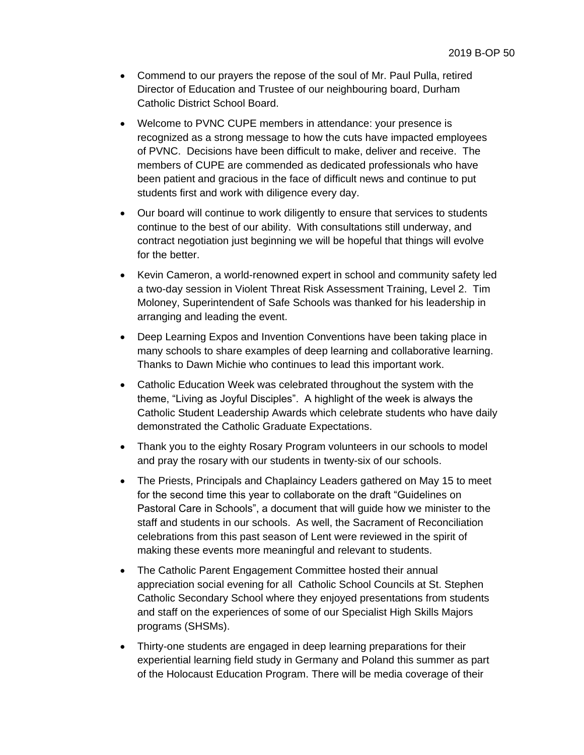- Commend to our prayers the repose of the soul of Mr. Paul Pulla, retired Director of Education and Trustee of our neighbouring board, Durham Catholic District School Board.
- Welcome to PVNC CUPE members in attendance: your presence is recognized as a strong message to how the cuts have impacted employees of PVNC. Decisions have been difficult to make, deliver and receive. The members of CUPE are commended as dedicated professionals who have been patient and gracious in the face of difficult news and continue to put students first and work with diligence every day.
- Our board will continue to work diligently to ensure that services to students continue to the best of our ability. With consultations still underway, and contract negotiation just beginning we will be hopeful that things will evolve for the better.
- Kevin Cameron, a world-renowned expert in school and community safety led a two-day session in Violent Threat Risk Assessment Training, Level 2. Tim Moloney, Superintendent of Safe Schools was thanked for his leadership in arranging and leading the event.
- Deep Learning Expos and Invention Conventions have been taking place in many schools to share examples of deep learning and collaborative learning. Thanks to Dawn Michie who continues to lead this important work.
- Catholic Education Week was celebrated throughout the system with the theme, "Living as Joyful Disciples". A highlight of the week is always the Catholic Student Leadership Awards which celebrate students who have daily demonstrated the Catholic Graduate Expectations.
- Thank you to the eighty Rosary Program volunteers in our schools to model and pray the rosary with our students in twenty-six of our schools.
- The Priests, Principals and Chaplaincy Leaders gathered on May 15 to meet for the second time this year to collaborate on the draft "Guidelines on Pastoral Care in Schools", a document that will guide how we minister to the staff and students in our schools. As well, the Sacrament of Reconciliation celebrations from this past season of Lent were reviewed in the spirit of making these events more meaningful and relevant to students.
- The Catholic Parent Engagement Committee hosted their annual appreciation social evening for all Catholic School Councils at St. Stephen Catholic Secondary School where they enjoyed presentations from students and staff on the experiences of some of our Specialist High Skills Majors programs (SHSMs).
- Thirty-one students are engaged in deep learning preparations for their experiential learning field study in Germany and Poland this summer as part of the Holocaust Education Program. There will be media coverage of their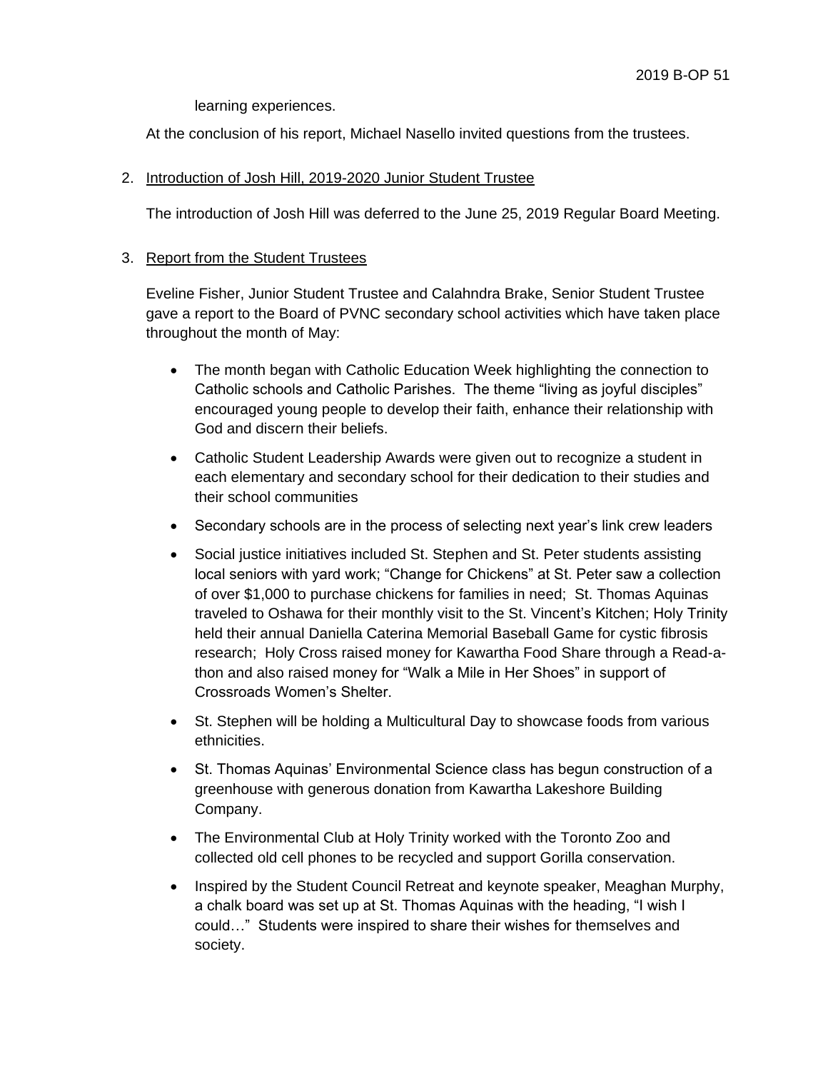learning experiences.

At the conclusion of his report, Michael Nasello invited questions from the trustees.

2. Introduction of Josh Hill, 2019-2020 Junior Student Trustee

   The introduction of Josh Hill was deferred to the June 25, 2019 Regular Board Meeting.

3. Report from the Student Trustees

   Eveline Fisher, Junior Student Trustee and Calahndra Brake, Senior Student Trustee gave a report to the Board of PVNC secondary school activities which have taken place throughout the month of May:

   - The month began with Catholic Education Week highlighting the connection to Catholic schools and Catholic Parishes. The theme "living as joyful disciples" encouraged young people to develop their faith, enhance their relationship with God and discern their beliefs.
   - Catholic Student Leadership Awards were given out to recognize a student in each elementary and secondary school for their dedication to their studies and their school communities
   - Secondary schools are in the process of selecting next year's link crew leaders
   - Social justice initiatives included St. Stephen and St. Peter students assisting local seniors with yard work; "Change for Chickens" at St. Peter saw a collection of over $1,000 to purchase chickens for families in need; St. Thomas Aquinas traveled to Oshawa for their monthly visit to the St. Vincent's Kitchen; Holy Trinity held their annual Daniella Caterina Memorial Baseball Game for cystic fibrosis research; Holy Cross raised money for Kawartha Food Share through a Read-a-thon and also raised money for "Walk a Mile in Her Shoes" in support of Crossroads Women's Shelter.
   - St. Stephen will be holding a Multicultural Day to showcase foods from various ethnicities.
   - St. Thomas Aquinas' Environmental Science class has begun construction of a greenhouse with generous donation from Kawartha Lakeshore Building Company.
   - The Environmental Club at Holy Trinity worked with the Toronto Zoo and collected old cell phones to be recycled and support Gorilla conservation.
   - Inspired by the Student Council Retreat and keynote speaker, Meaghan Murphy, a chalk board was set up at St. Thomas Aquinas with the heading, "I wish I could…" Students were inspired to share their wishes for themselves and society.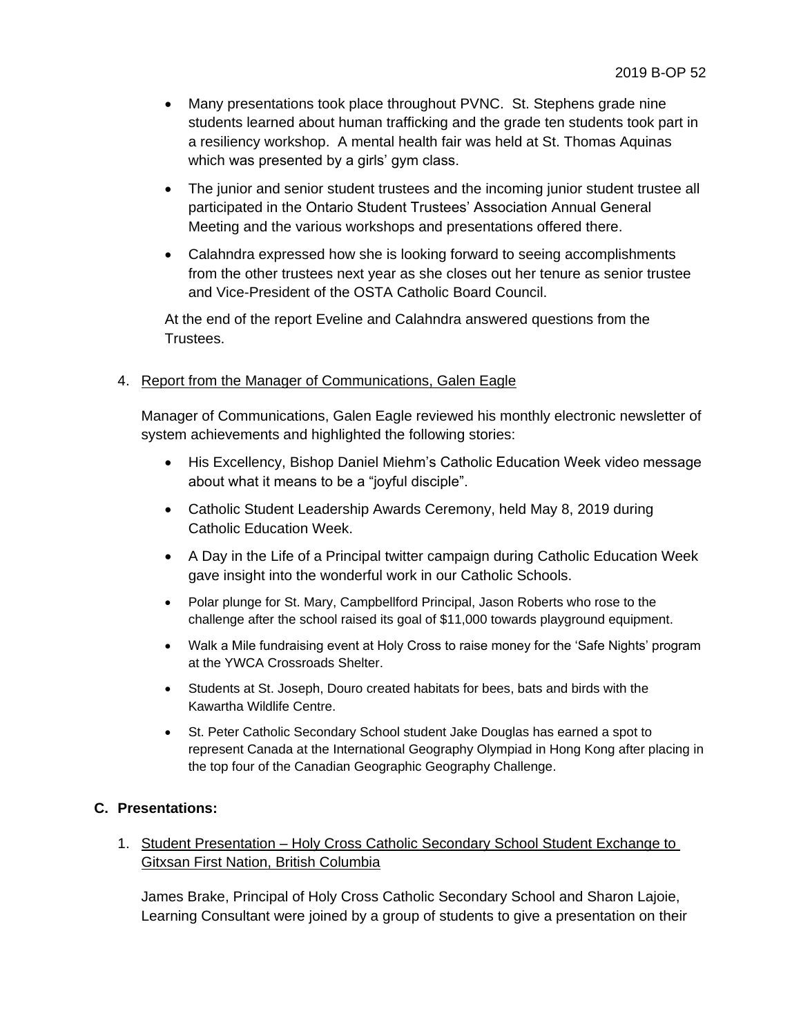- Many presentations took place throughout PVNC. St. Stephens grade nine students learned about human trafficking and the grade ten students took part in a resiliency workshop. A mental health fair was held at St. Thomas Aquinas which was presented by a girls' gym class.
- The junior and senior student trustees and the incoming junior student trustee all participated in the Ontario Student Trustees' Association Annual General Meeting and the various workshops and presentations offered there.
- Calahndra expressed how she is looking forward to seeing accomplishments from the other trustees next year as she closes out her tenure as senior trustee and Vice-President of the OSTA Catholic Board Council.

At the end of the report Eveline and Calahndra answered questions from the Trustees.

4. Report from the Manager of Communications, Galen Eagle

Manager of Communications, Galen Eagle reviewed his monthly electronic newsletter of system achievements and highlighted the following stories:

- His Excellency, Bishop Daniel Miehm's Catholic Education Week video message about what it means to be a "joyful disciple".
- Catholic Student Leadership Awards Ceremony, held May 8, 2019 during Catholic Education Week.
- A Day in the Life of a Principal twitter campaign during Catholic Education Week gave insight into the wonderful work in our Catholic Schools.
- Polar plunge for St. Mary, Campbellford Principal, Jason Roberts who rose to the challenge after the school raised its goal of $11,000 towards playground equipment.
- Walk a Mile fundraising event at Holy Cross to raise money for the 'Safe Nights' program at the YWCA Crossroads Shelter.
- Students at St. Joseph, Douro created habitats for bees, bats and birds with the Kawartha Wildlife Centre.
- St. Peter Catholic Secondary School student Jake Douglas has earned a spot to represent Canada at the International Geography Olympiad in Hong Kong after placing in the top four of the Canadian Geographic Geography Challenge.

## C. Presentations:

1. Student Presentation – Holy Cross Catholic Secondary School Student Exchange to Gitxsan First Nation, British Columbia

James Brake, Principal of Holy Cross Catholic Secondary School and Sharon Lajoie, Learning Consultant were joined by a group of students to give a presentation on their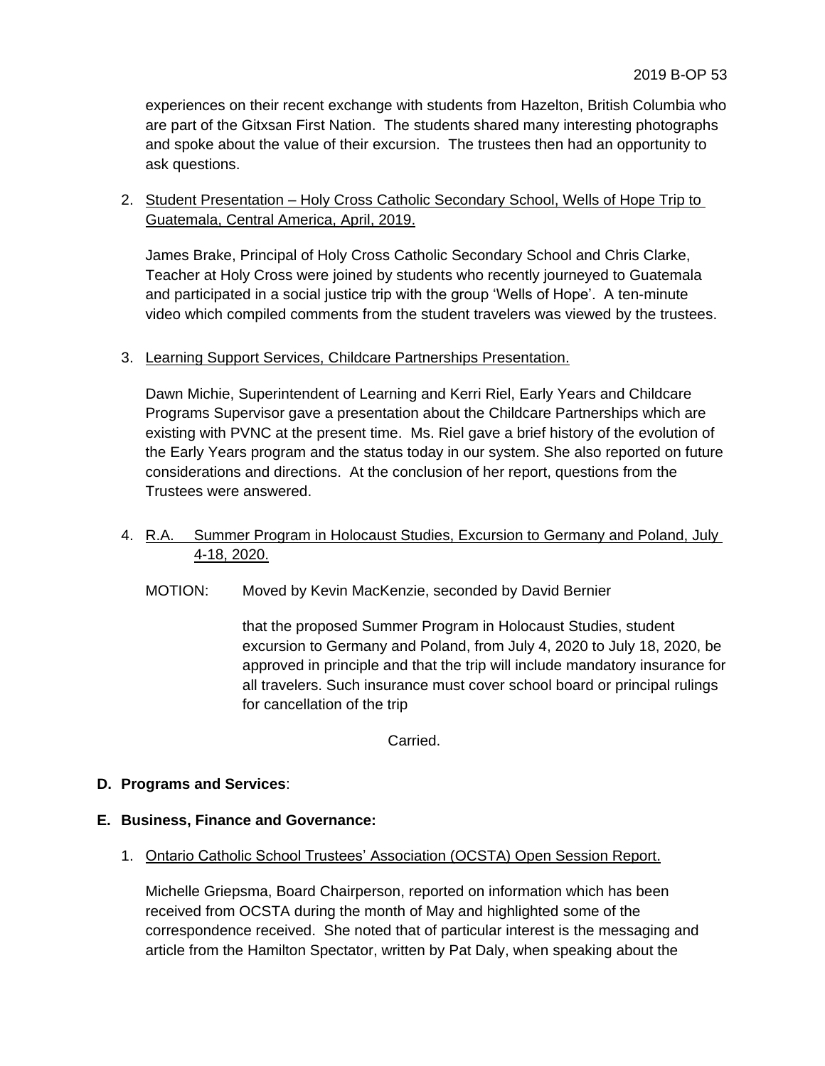experiences on their recent exchange with students from Hazelton, British Columbia who are part of the Gitxsan First Nation. The students shared many interesting photographs and spoke about the value of their excursion. The trustees then had an opportunity to ask questions.

2. Student Presentation – Holy Cross Catholic Secondary School, Wells of Hope Trip to Guatemala, Central America, April, 2019.

   James Brake, Principal of Holy Cross Catholic Secondary School and Chris Clarke, Teacher at Holy Cross were joined by students who recently journeyed to Guatemala and participated in a social justice trip with the group 'Wells of Hope'. A ten-minute video which compiled comments from the student travelers was viewed by the trustees.

3. Learning Support Services, Childcare Partnerships Presentation.

   Dawn Michie, Superintendent of Learning and Kerri Riel, Early Years and Childcare Programs Supervisor gave a presentation about the Childcare Partnerships which are existing with PVNC at the present time. Ms. Riel gave a brief history of the evolution of the Early Years program and the status today in our system. She also reported on future considerations and directions. At the conclusion of her report, questions from the Trustees were answered.

4. R.A. Summer Program in Holocaust Studies, Excursion to Germany and Poland, July 4-18, 2020.

   MOTION: Moved by Kevin MacKenzie, seconded by David Bernier

   that the proposed Summer Program in Holocaust Studies, student excursion to Germany and Poland, from July 4, 2020 to July 18, 2020, be approved in principle and that the trip will include mandatory insurance for all travelers. Such insurance must cover school board or principal rulings for cancellation of the trip

   Carried.

**D. Programs and Services**:

**E. Business, Finance and Governance:**

1. Ontario Catholic School Trustees' Association (OCSTA) Open Session Report.

   Michelle Griepsma, Board Chairperson, reported on information which has been received from OCSTA during the month of May and highlighted some of the correspondence received. She noted that of particular interest is the messaging and article from the Hamilton Spectator, written by Pat Daly, when speaking about the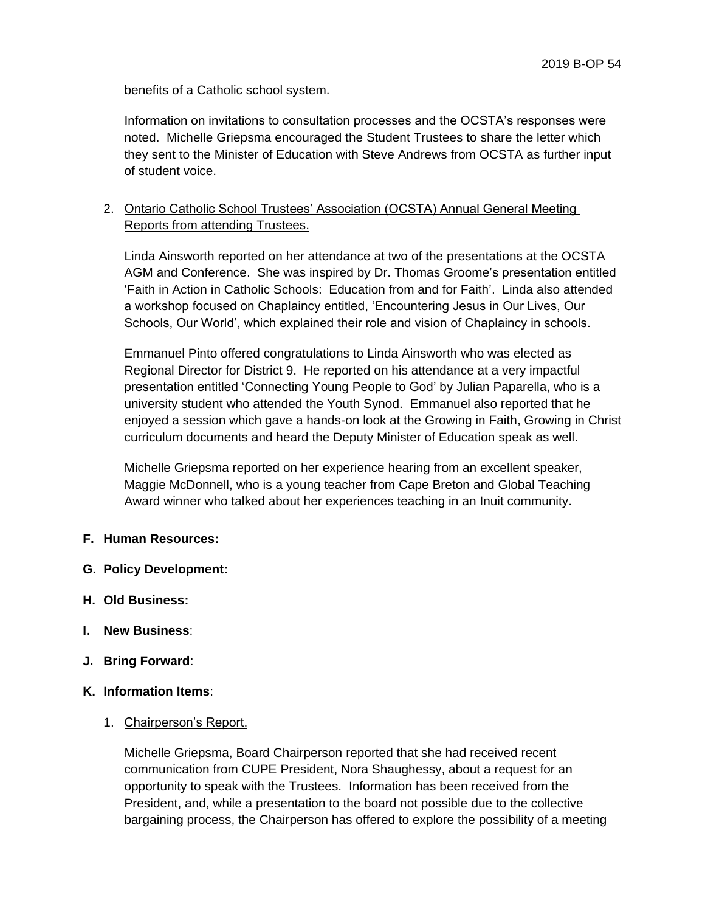benefits of a Catholic school system.

Information on invitations to consultation processes and the OCSTA's responses were noted. Michelle Griepsma encouraged the Student Trustees to share the letter which they sent to the Minister of Education with Steve Andrews from OCSTA as further input of student voice.

2. Ontario Catholic School Trustees' Association (OCSTA) Annual General Meeting Reports from attending Trustees.

   Linda Ainsworth reported on her attendance at two of the presentations at the OCSTA AGM and Conference. She was inspired by Dr. Thomas Groome's presentation entitled 'Faith in Action in Catholic Schools: Education from and for Faith'. Linda also attended a workshop focused on Chaplaincy entitled, 'Encountering Jesus in Our Lives, Our Schools, Our World', which explained their role and vision of Chaplaincy in schools.

   Emmanuel Pinto offered congratulations to Linda Ainsworth who was elected as Regional Director for District 9. He reported on his attendance at a very impactful presentation entitled 'Connecting Young People to God' by Julian Paparella, who is a university student who attended the Youth Synod. Emmanuel also reported that he enjoyed a session which gave a hands-on look at the Growing in Faith, Growing in Christ curriculum documents and heard the Deputy Minister of Education speak as well.

   Michelle Griepsma reported on her experience hearing from an excellent speaker, Maggie McDonnell, who is a young teacher from Cape Breton and Global Teaching Award winner who talked about her experiences teaching in an Inuit community.

**F. Human Resources:**

**G. Policy Development:**

**H. Old Business:**

**I. New Business**:

**J. Bring Forward**:

**K. Information Items**:

1. Chairperson's Report.

   Michelle Griepsma, Board Chairperson reported that she had received recent communication from CUPE President, Nora Shaughessy, about a request for an opportunity to speak with the Trustees. Information has been received from the President, and, while a presentation to the board not possible due to the collective bargaining process, the Chairperson has offered to explore the possibility of a meeting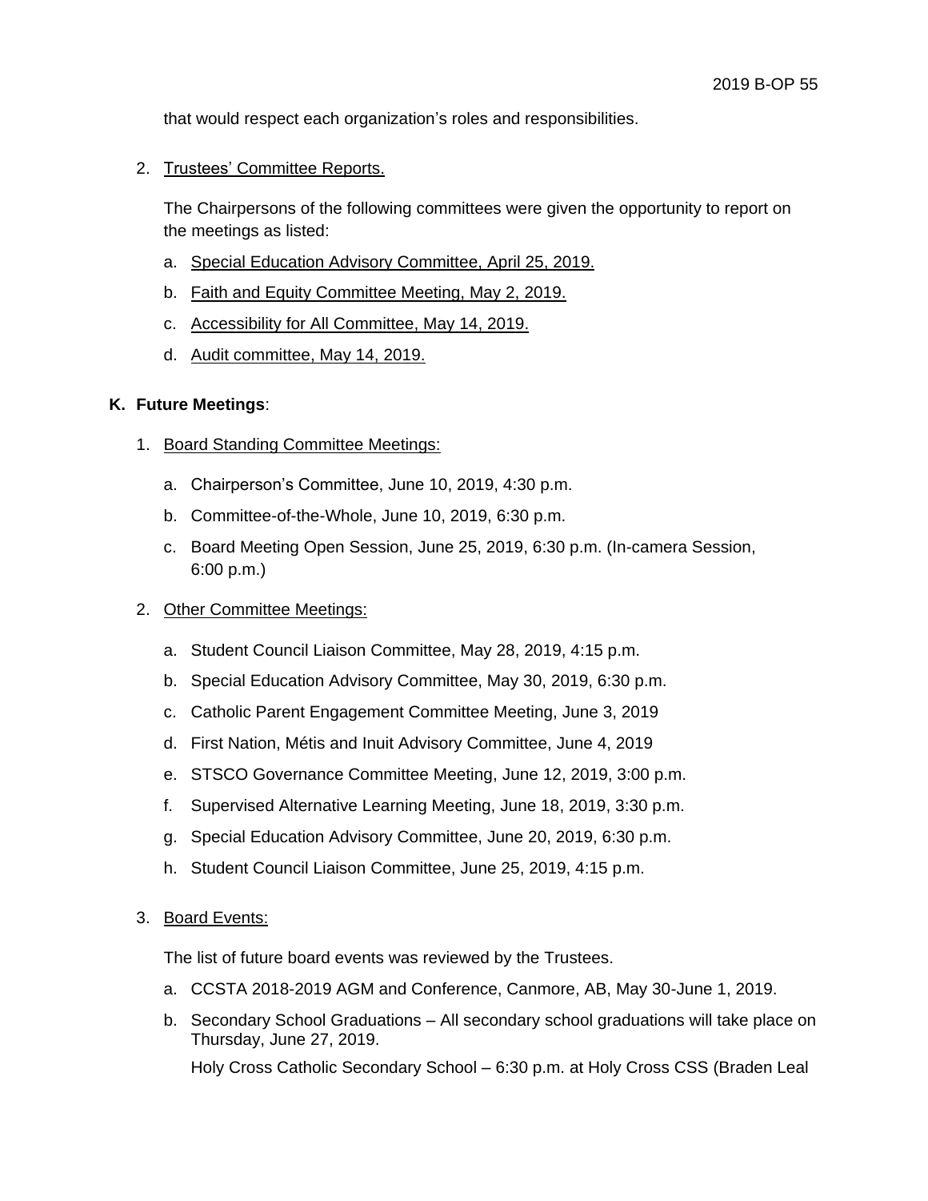that would respect each organization's roles and responsibilities.

2. Trustees' Committee Reports.

   The Chairpersons of the following committees were given the opportunity to report on the meetings as listed:

   a. Special Education Advisory Committee, April 25, 2019.
   b. Faith and Equity Committee Meeting, May 2, 2019.
   c. Accessibility for All Committee, May 14, 2019.
   d. Audit committee, May 14, 2019.

**K. Future Meetings**:

1. Board Standing Committee Meetings:

   a. Chairperson's Committee, June 10, 2019, 4:30 p.m.
   b. Committee-of-the-Whole, June 10, 2019, 6:30 p.m.
   c. Board Meeting Open Session, June 25, 2019, 6:30 p.m. (In-camera Session, 6:00 p.m.)

2. Other Committee Meetings:

   a. Student Council Liaison Committee, May 28, 2019, 4:15 p.m.
   b. Special Education Advisory Committee, May 30, 2019, 6:30 p.m.
   c. Catholic Parent Engagement Committee Meeting, June 3, 2019
   d. First Nation, Métis and Inuit Advisory Committee, June 4, 2019
   e. STSCO Governance Committee Meeting, June 12, 2019, 3:00 p.m.
   f. Supervised Alternative Learning Meeting, June 18, 2019, 3:30 p.m.
   g. Special Education Advisory Committee, June 20, 2019, 6:30 p.m.
   h. Student Council Liaison Committee, June 25, 2019, 4:15 p.m.

3. Board Events:

   The list of future board events was reviewed by the Trustees.

   a. CCSTA 2018-2019 AGM and Conference, Canmore, AB, May 30-June 1, 2019.
   b. Secondary School Graduations – All secondary school graduations will take place on Thursday, June 27, 2019.

      Holy Cross Catholic Secondary School – 6:30 p.m. at Holy Cross CSS (Braden Leal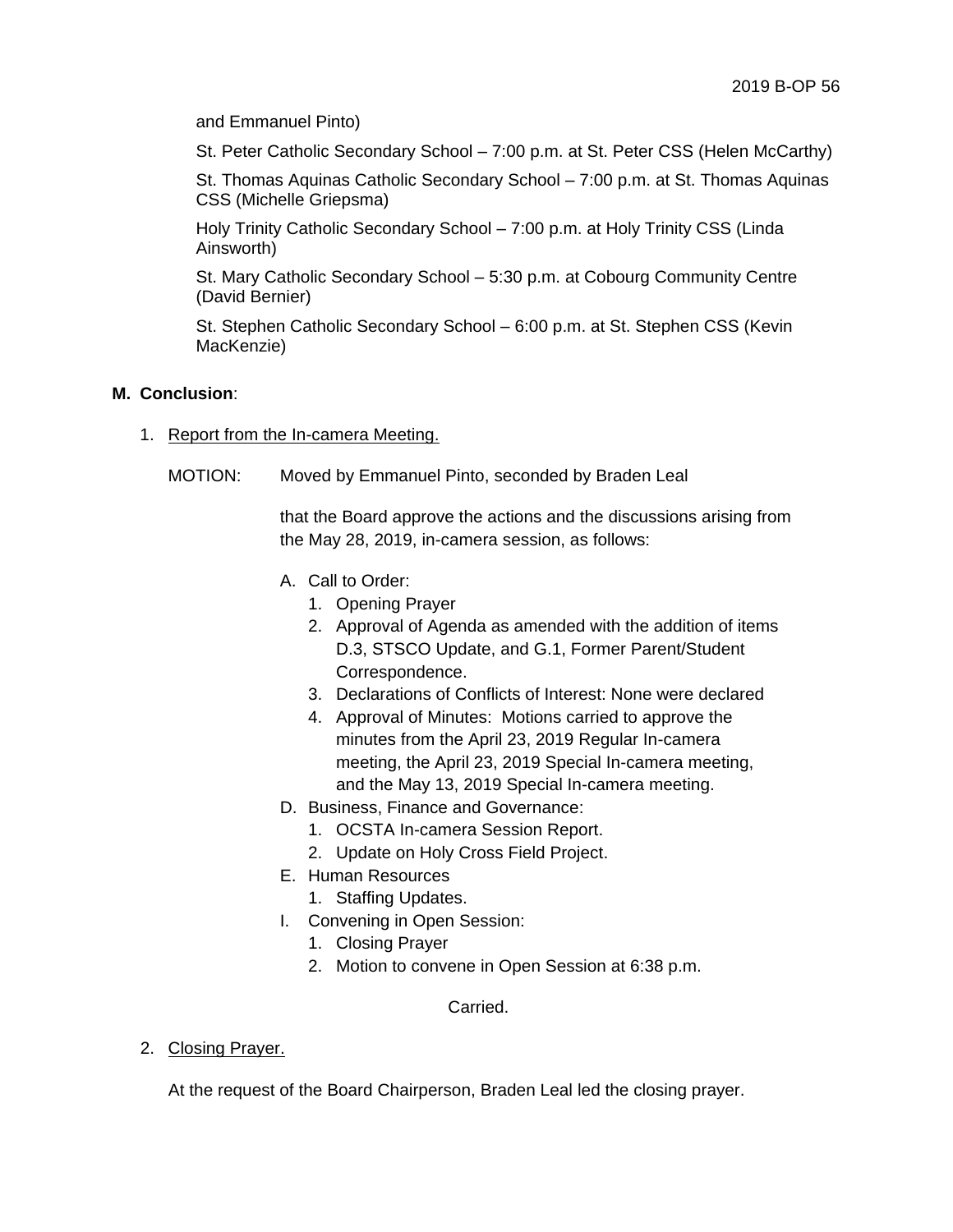and Emmanuel Pinto)

St. Peter Catholic Secondary School – 7:00 p.m. at St. Peter CSS (Helen McCarthy)

St. Thomas Aquinas Catholic Secondary School – 7:00 p.m. at St. Thomas Aquinas CSS (Michelle Griepsma)

Holy Trinity Catholic Secondary School – 7:00 p.m. at Holy Trinity CSS (Linda Ainsworth)

St. Mary Catholic Secondary School – 5:30 p.m. at Cobourg Community Centre (David Bernier)

St. Stephen Catholic Secondary School – 6:00 p.m. at St. Stephen CSS (Kevin MacKenzie)

**M. Conclusion**:

1. Report from the In-camera Meeting.

MOTION: Moved by Emmanuel Pinto, seconded by Braden Leal

that the Board approve the actions and the discussions arising from the May 28, 2019, in-camera session, as follows:

A. Call to Order:
   1. Opening Prayer
   2. Approval of Agenda as amended with the addition of items D.3, STSCO Update, and G.1, Former Parent/Student Correspondence.
   3. Declarations of Conflicts of Interest: None were declared
   4. Approval of Minutes: Motions carried to approve the minutes from the April 23, 2019 Regular In-camera meeting, the April 23, 2019 Special In-camera meeting, and the May 13, 2019 Special In-camera meeting.

D. Business, Finance and Governance:
   1. OCSTA In-camera Session Report.
   2. Update on Holy Cross Field Project.

E. Human Resources
   1. Staffing Updates.

I. Convening in Open Session:
   1. Closing Prayer
   2. Motion to convene in Open Session at 6:38 p.m.

Carried.

2. Closing Prayer.

At the request of the Board Chairperson, Braden Leal led the closing prayer.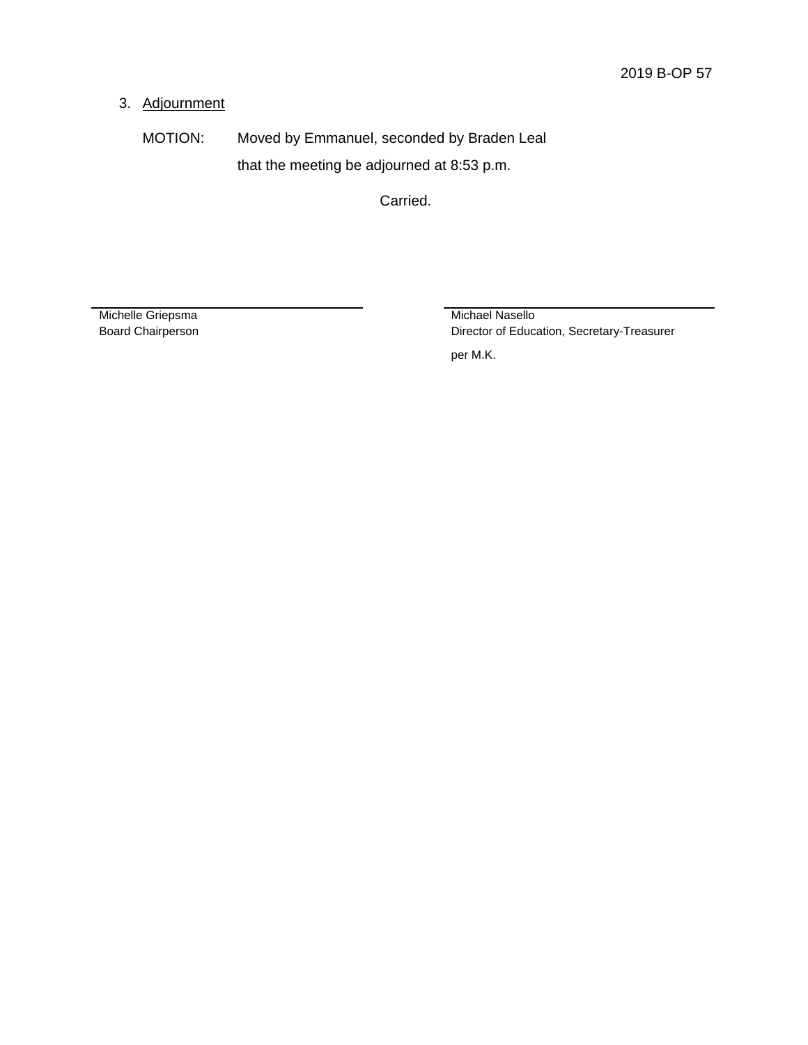3. Adjournment

MOTION: Moved by Emmanuel, seconded by Braden Leal
that the meeting be adjourned at 8:53 p.m.

Carried.

Michelle Griepsma
Board Chairperson

Michael Nasello
Director of Education, Secretary-Treasurer
per M.K.